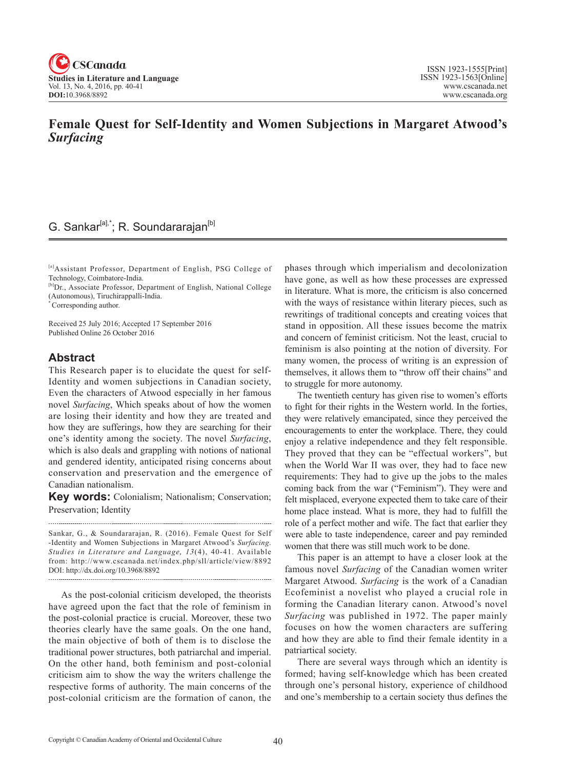# Female Quest for Self-Identity and Women Subjections in Margaret Atwood's *Surfacing*

G. Sankar[a],*; R. Soundararajan[b]

[a]Assistant Professor, Department of English, PSG College of Technology, Coimbatore-India.
[b]Dr., Associate Professor, Department of English, National College (Autonomous), Tiruchirappalli-India.
*Corresponding author.

Received 25 July 2016; Accepted 17 September 2016
Published Online 26 October 2016

## Abstract

This Research paper is to elucidate the quest for self-Identity and women subjections in Canadian society, Even the characters of Atwood especially in her famous novel *Surfacing*, Which speaks about of how the women are losing their identity and how they are treated and how they are sufferings, how they are searching for their one's identity among the society. The novel *Surfacing*, which is also deals and grappling with notions of national and gendered identity, anticipated rising concerns about conservation and preservation and the emergence of Canadian nationalism.

**Key words:** Colonialism; Nationalism; Conservation; Preservation; Identity

Sankar, G., & Soundararajan, R. (2016). Female Quest for Self -Identity and Women Subjections in Margaret Atwood's *Surfacing*. *Studies in Literature and Language, 13*(4), 40-41. Available from: http://www.cscanada.net/index.php/sll/article/view/8892 DOI: http://dx.doi.org/10.3968/8892

As the post-colonial criticism developed, the theorists have agreed upon the fact that the role of feminism in the post-colonial practice is crucial. Moreover, these two theories clearly have the same goals. On the one hand, the main objective of both of them is to disclose the traditional power structures, both patriarchal and imperial. On the other hand, both feminism and post-colonial criticism aim to show the way the writers challenge the respective forms of authority. The main concerns of the post-colonial criticism are the formation of canon, the phases through which imperialism and decolonization have gone, as well as how these processes are expressed in literature. What is more, the criticism is also concerned with the ways of resistance within literary pieces, such as rewritings of traditional concepts and creating voices that stand in opposition. All these issues become the matrix and concern of feminist criticism. Not the least, crucial to feminism is also pointing at the notion of diversity. For many women, the process of writing is an expression of themselves, it allows them to "throw off their chains" and to struggle for more autonomy.

The twentieth century has given rise to women's efforts to fight for their rights in the Western world. In the forties, they were relatively emancipated, since they perceived the encouragements to enter the workplace. There, they could enjoy a relative independence and they felt responsible. They proved that they can be "effectual workers", but when the World War II was over, they had to face new requirements: They had to give up the jobs to the males coming back from the war ("Feminism"). They were and felt misplaced, everyone expected them to take care of their home place instead. What is more, they had to fulfill the role of a perfect mother and wife. The fact that earlier they were able to taste independence, career and pay reminded women that there was still much work to be done.

This paper is an attempt to have a closer look at the famous novel *Surfacing* of the Canadian women writer Margaret Atwood. *Surfacing* is the work of a Canadian Ecofeminist a novelist who played a crucial role in forming the Canadian literary canon. Atwood's novel *Surfacing* was published in 1972. The paper mainly focuses on how the women characters are suffering and how they are able to find their female identity in a patriartical society.

There are several ways through which an identity is formed; having self-knowledge which has been created through one's personal history, experience of childhood and one's membership to a certain society thus defines the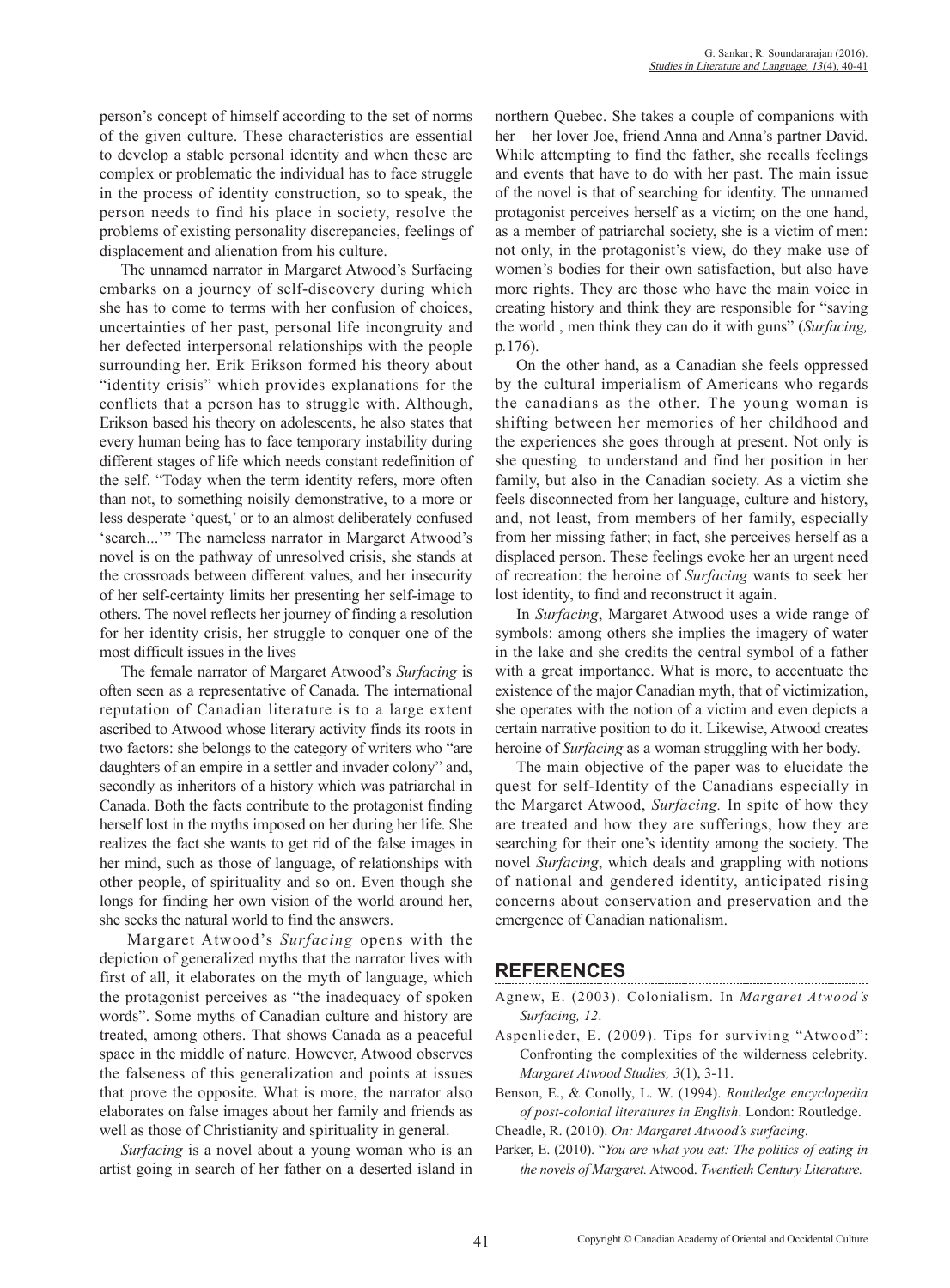person's concept of himself according to the set of norms of the given culture. These characteristics are essential to develop a stable personal identity and when these are complex or problematic the individual has to face struggle in the process of identity construction, so to speak, the person needs to find his place in society, resolve the problems of existing personality discrepancies, feelings of displacement and alienation from his culture.

The unnamed narrator in Margaret Atwood's Surfacing embarks on a journey of self-discovery during which she has to come to terms with her confusion of choices, uncertainties of her past, personal life incongruity and her defected interpersonal relationships with the people surrounding her. Erik Erikson formed his theory about "identity crisis" which provides explanations for the conflicts that a person has to struggle with. Although, Erikson based his theory on adolescents, he also states that every human being has to face temporary instability during different stages of life which needs constant redefinition of the self. "Today when the term identity refers, more often than not, to something noisily demonstrative, to a more or less desperate 'quest,' or to an almost deliberately confused 'search...'" The nameless narrator in Margaret Atwood's novel is on the pathway of unresolved crisis, she stands at the crossroads between different values, and her insecurity of her self-certainty limits her presenting her self-image to others. The novel reflects her journey of finding a resolution for her identity crisis, her struggle to conquer one of the most difficult issues in the lives

The female narrator of Margaret Atwood's *Surfacing* is often seen as a representative of Canada. The international reputation of Canadian literature is to a large extent ascribed to Atwood whose literary activity finds its roots in two factors: she belongs to the category of writers who "are daughters of an empire in a settler and invader colony" and, secondly as inheritors of a history which was patriarchal in Canada. Both the facts contribute to the protagonist finding herself lost in the myths imposed on her during her life. She realizes the fact she wants to get rid of the false images in her mind, such as those of language, of relationships with other people, of spirituality and so on. Even though she longs for finding her own vision of the world around her, she seeks the natural world to find the answers.

Margaret Atwood's *Surfacing* opens with the depiction of generalized myths that the narrator lives with first of all, it elaborates on the myth of language, which the protagonist perceives as "the inadequacy of spoken words". Some myths of Canadian culture and history are treated, among others. That shows Canada as a peaceful space in the middle of nature. However, Atwood observes the falseness of this generalization and points at issues that prove the opposite. What is more, the narrator also elaborates on false images about her family and friends as well as those of Christianity and spirituality in general.

*Surfacing* is a novel about a young woman who is an artist going in search of her father on a deserted island in northern Quebec. She takes a couple of companions with her – her lover Joe, friend Anna and Anna's partner David. While attempting to find the father, she recalls feelings and events that have to do with her past. The main issue of the novel is that of searching for identity. The unnamed protagonist perceives herself as a victim; on the one hand, as a member of patriarchal society, she is a victim of men: not only, in the protagonist's view, do they make use of women's bodies for their own satisfaction, but also have more rights. They are those who have the main voice in creating history and think they are responsible for "saving the world , men think they can do it with guns" (*Surfacing,* p.176).

On the other hand, as a Canadian she feels oppressed by the cultural imperialism of Americans who regards the canadians as the other. The young woman is shifting between her memories of her childhood and the experiences she goes through at present. Not only is she questing to understand and find her position in her family, but also in the Canadian society. As a victim she feels disconnected from her language, culture and history, and, not least, from members of her family, especially from her missing father; in fact, she perceives herself as a displaced person. These feelings evoke her an urgent need of recreation: the heroine of *Surfacing* wants to seek her lost identity, to find and reconstruct it again.

In *Surfacing*, Margaret Atwood uses a wide range of symbols: among others she implies the imagery of water in the lake and she credits the central symbol of a father with a great importance. What is more, to accentuate the existence of the major Canadian myth, that of victimization, she operates with the notion of a victim and even depicts a certain narrative position to do it. Likewise, Atwood creates heroine of *Surfacing* as a woman struggling with her body.

The main objective of the paper was to elucidate the quest for self-Identity of the Canadians especially in the Margaret Atwood, *Surfacing.* In spite of how they are treated and how they are sufferings, how they are searching for their one's identity among the society. The novel *Surfacing*, which deals and grappling with notions of national and gendered identity, anticipated rising concerns about conservation and preservation and the emergence of Canadian nationalism.

## REFERENCES

Agnew, E. (2003). Colonialism. In *Margaret Atwood's Surfacing, 12*.

Aspenlieder, E. (2009). Tips for surviving "Atwood": Confronting the complexities of the wilderness celebrity. *Margaret Atwood Studies, 3*(1), 3-11.

Benson, E., & Conolly, L. W. (1994). *Routledge encyclopedia of post-colonial literatures in English*. London: Routledge.

Cheadle, R. (2010). *On: Margaret Atwood's surfacing*.

Parker, E. (2010). "*You are what you eat: The politics of eating in the novels of Margaret.* Atwood. *Twentieth Century Literature.*